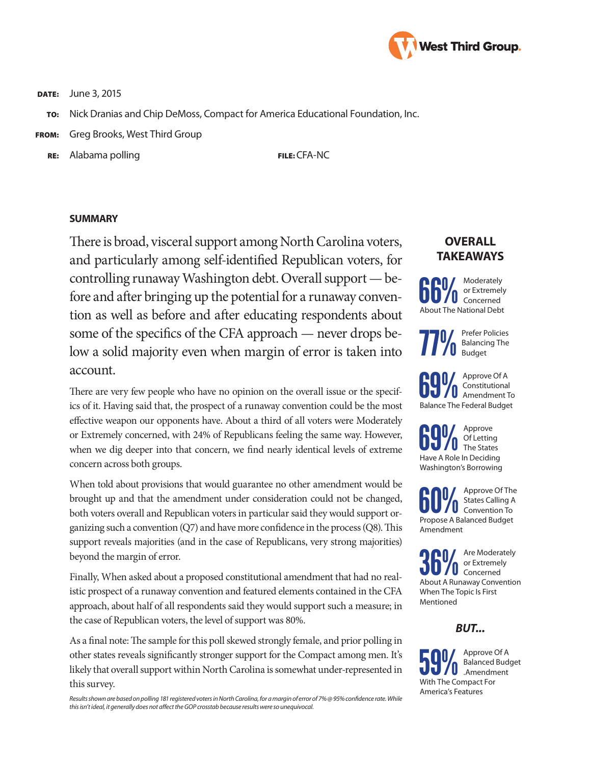West Third Group.

**DATE:** June 3, 2015

**TO:** Nick Dranias and Chip DeMoss, Compact for America Educational Foundation, Inc.

**FROM:** Greg Brooks, West Third Group

**RE:** Alabama polling **FILE:** CFA-NC

## SUMMARY

There is broad, visceral support among North Carolina voters, and particularly among self-identified Republican voters, for controlling runaway Washington debt. Overall support — before and after bringing up the potential for a runaway convention as well as before and after educating respondents about some of the specifics of the CFA approach — never drops below a solid majority even when margin of error is taken into account.

There are very few people who have no opinion on the overall issue or the specifics of it. Having said that, the prospect of a runaway convention could be the most effective weapon our opponents have. About a third of all voters were Moderately or Extremely concerned, with 24% of Republicans feeling the same way. However, when we dig deeper into that concern, we find nearly identical levels of extreme concern across both groups.

When told about provisions that would guarantee no other amendment would be brought up and that the amendment under consideration could not be changed, both voters overall and Republican voters in particular said they would support organizing such a convention (Q7) and have more confidence in the process (Q8). This support reveals majorities (and in the case of Republicans, very strong majorities) beyond the margin of error.

Finally, When asked about a proposed constitutional amendment that had no realistic prospect of a runaway convention and featured elements contained in the CFA approach, about half of all respondents said they would support such a measure; in the case of Republican voters, the level of support was 80%.

As a final note: The sample for this poll skewed strongly female, and prior polling in other states reveals significantly stronger support for the Compact among men. It's likely that overall support within North Carolina is somewhat under-represented in this survey.

*Results shown are based on polling 181 registered voters in North Carolina, for a margin of error of 7% @ 95% confidence rate. While this isn't ideal, it generally does not affect the GOP crosstab because results were so unequivocal.*

## OVERALL TAKEAWAYS

**66%** Moderately or Extremely Concerned About The National Debt

**77%** Prefer Policies Balancing The Budget

**69%** Approve Of A Constitutional Amendment To Balance The Federal Budget

**69%** Approve Of Letting The States Have A Role In Deciding Washington's Borrowing

**60%** Approve Of The States Calling A Convention To Propose A Balanced Budget Amendment

**36%** Are Moderately or Extremely Concerned About A Runaway Convention When The Topic Is First Mentioned

***BUT...***

**59%** Approve Of A Balanced Budget .Amendment With The Compact For America's Features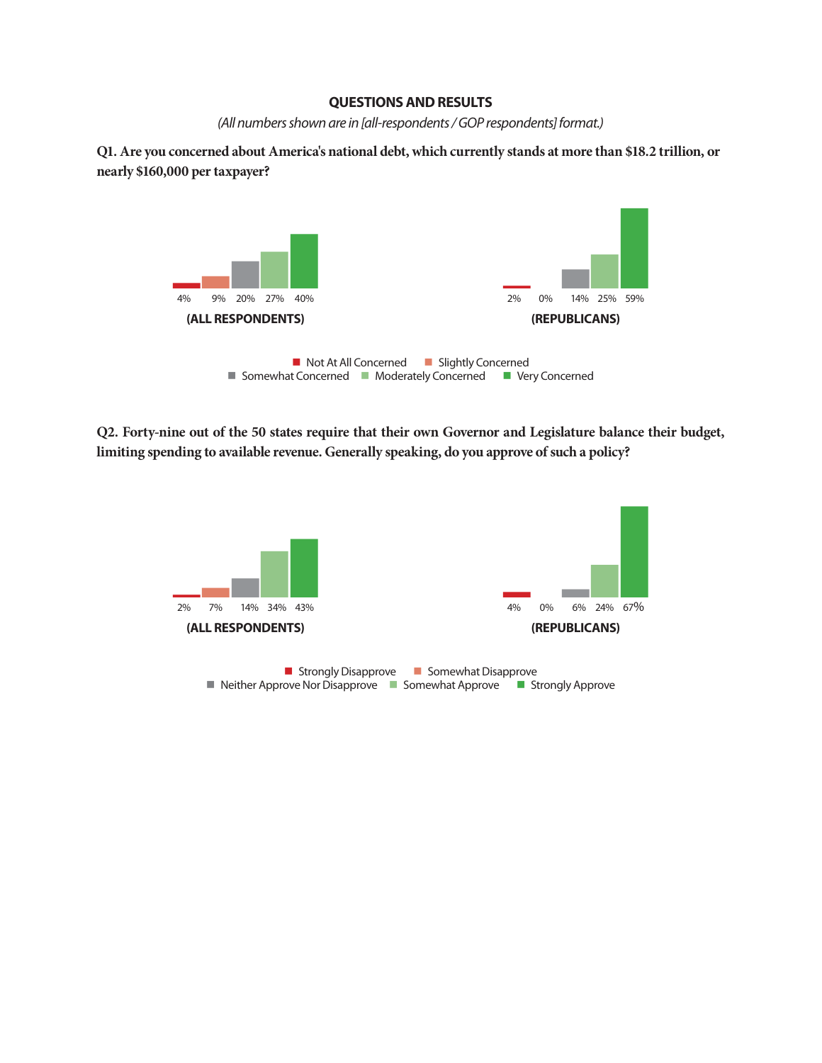## QUESTIONS AND RESULTS

*(All numbers shown are in [all-respondents / GOP respondents] format.)*

**Q1. Are you concerned about America's national debt, which currently stands at more than $18.2 trillion, or nearly $160,000 per taxpayer?**

| | Not At All Concerned | Slightly Concerned | Somewhat Concerned | Moderately Concerned | Very Concerned |
|---|---|---|---|---|---|
| (ALL RESPONDENTS) | 4% | 9% | 20% | 27% | 40% |
| (REPUBLICANS) | 2% | 0% | 14% | 25% | 59% |

**Q2. Forty-nine out of the 50 states require that their own Governor and Legislature balance their budget, limiting spending to available revenue. Generally speaking, do you approve of such a policy?**

| | Strongly Disapprove | Somewhat Disapprove | Neither Approve Nor Disapprove | Somewhat Approve | Strongly Approve |
|---|---|---|---|---|---|
| (ALL RESPONDENTS) | 2% | 7% | 14% | 34% | 43% |
| (REPUBLICANS) | 4% | 0% | 6% | 24% | 67% |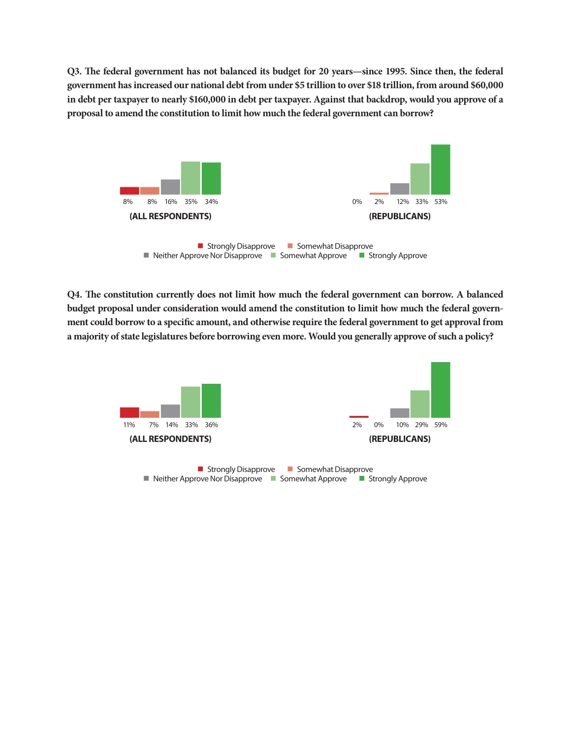**Q3. The federal government has not balanced its budget for 20 years—since 1995. Since then, the federal government has increased our national debt from under $5 trillion to over $18 trillion, from around $60,000 in debt per taxpayer to nearly $160,000 in debt per taxpayer. Against that backdrop, would you approve of a proposal to amend the constitution to limit how much the federal government can borrow?**

| Response | (ALL RESPONDENTS) | (REPUBLICANS) |
| --- | --- | --- |
| Strongly Disapprove | 8% | 0% |
| Somewhat Disapprove | 8% | 2% |
| Neither Approve Nor Disapprove | 16% | 12% |
| Somewhat Approve | 35% | 33% |
| Strongly Approve | 34% | 53% |

**Q4. The constitution currently does not limit how much the federal government can borrow. A balanced budget proposal under consideration would amend the constitution to limit how much the federal government could borrow to a specific amount, and otherwise require the federal government to get approval from a majority of state legislatures before borrowing even more. Would you generally approve of such a policy?**

| Response | (ALL RESPONDENTS) | (REPUBLICANS) |
| --- | --- | --- |
| Strongly Disapprove | 11% | 2% |
| Somewhat Disapprove | 7% | 0% |
| Neither Approve Nor Disapprove | 14% | 10% |
| Somewhat Approve | 33% | 29% |
| Strongly Approve | 36% | 59% |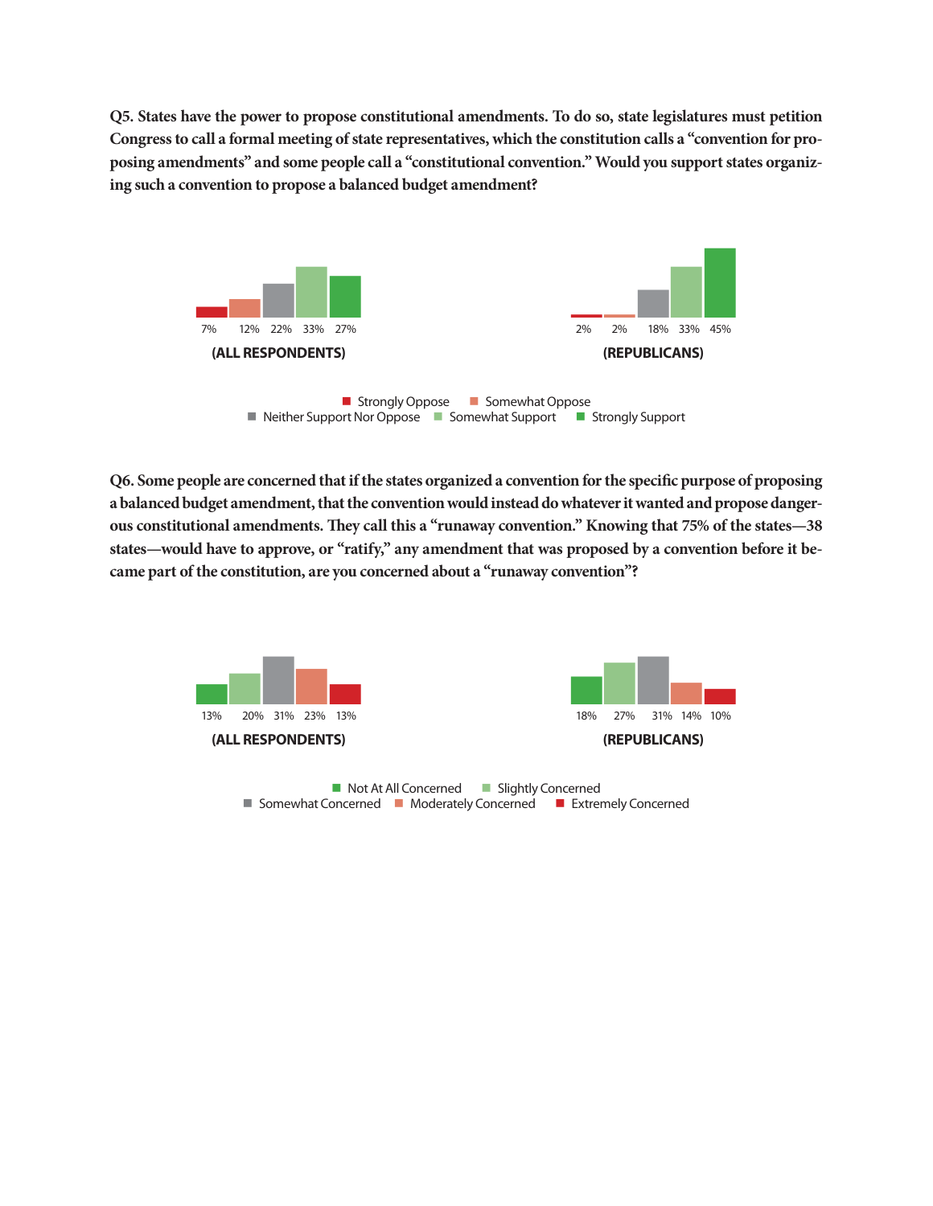**Q5. States have the power to propose constitutional amendments. To do so, state legislatures must petition Congress to call a formal meeting of state representatives, which the constitution calls a "convention for proposing amendments" and some people call a "constitutional convention." Would you support states organizing such a convention to propose a balanced budget amendment?**

| | Strongly Oppose | Somewhat Oppose | Neither Support Nor Oppose | Somewhat Support | Strongly Support |
|---|---|---|---|---|---|
| (ALL RESPONDENTS) | 7% | 12% | 22% | 33% | 27% |
| (REPUBLICANS) | 2% | 2% | 18% | 33% | 45% |

**Q6. Some people are concerned that if the states organized a convention for the specific purpose of proposing a balanced budget amendment, that the convention would instead do whatever it wanted and propose dangerous constitutional amendments. They call this a "runaway convention." Knowing that 75% of the states—38 states—would have to approve, or "ratify," any amendment that was proposed by a convention before it became part of the constitution, are you concerned about a "runaway convention"?**

| | Not At All Concerned | Slightly Concerned | Somewhat Concerned | Moderately Concerned | Extremely Concerned |
|---|---|---|---|---|---|
| (ALL RESPONDENTS) | 13% | 20% | 31% | 23% | 13% |
| (REPUBLICANS) | 18% | 27% | 31% | 14% | 10% |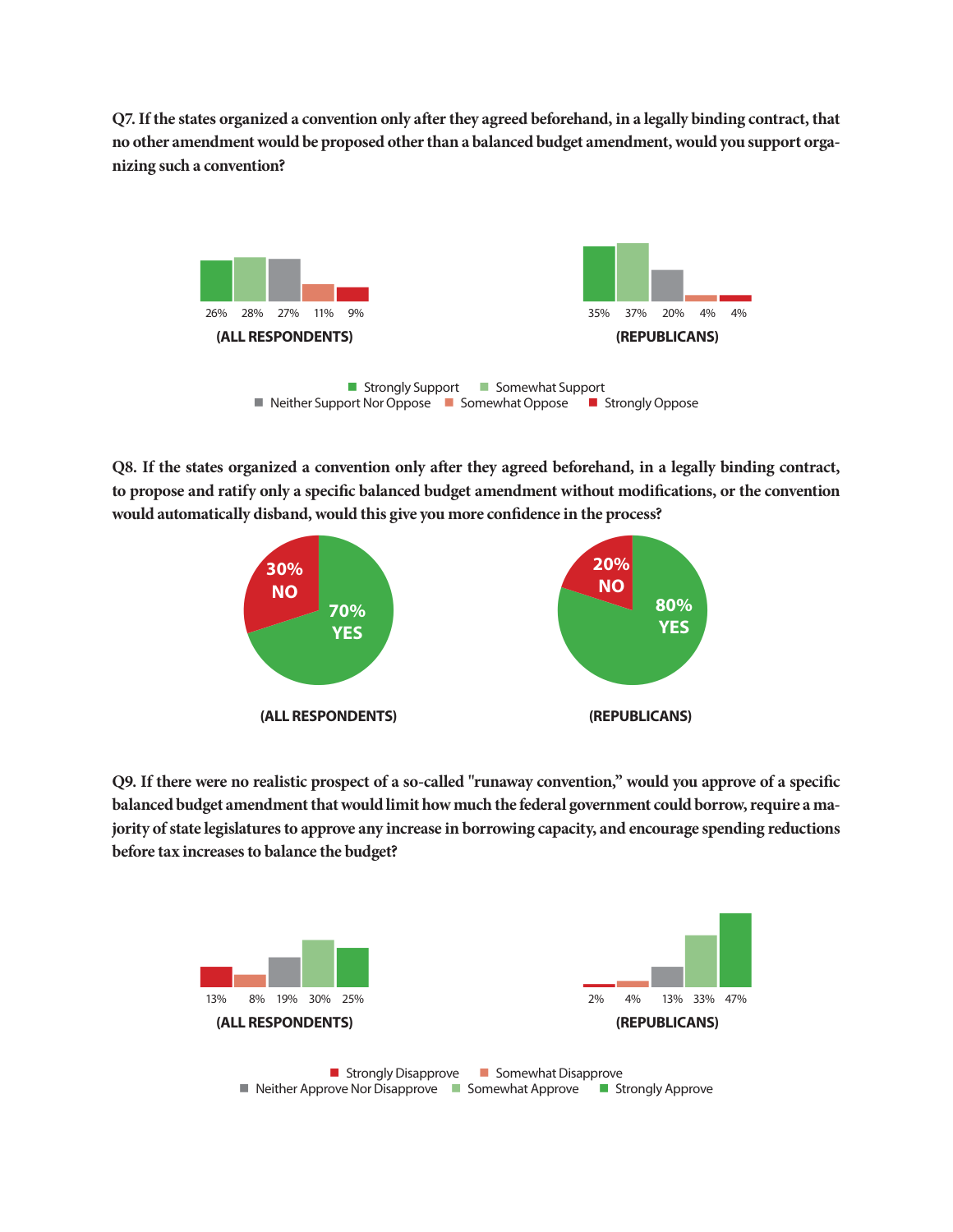**Q7. If the states organized a convention only after they agreed beforehand, in a legally binding contract, that no other amendment would be proposed other than a balanced budget amendment, would you support organizing such a convention?**

| | Strongly Support | Somewhat Support | Neither Support Nor Oppose | Somewhat Oppose | Strongly Oppose |
|---|---|---|---|---|---|
| (ALL RESPONDENTS) | 26% | 28% | 27% | 11% | 9% |
| (REPUBLICANS) | 35% | 37% | 20% | 4% | 4% |

**Q8. If the states organized a convention only after they agreed beforehand, in a legally binding contract, to propose and ratify only a specific balanced budget amendment without modifications, or the convention would automatically disband, would this give you more confidence in the process?**

| | YES | NO |
|---|---|---|
| (ALL RESPONDENTS) | 70% | 30% |
| (REPUBLICANS) | 80% | 20% |

**Q9. If there were no realistic prospect of a so-called "runaway convention," would you approve of a specific balanced budget amendment that would limit how much the federal government could borrow, require a majority of state legislatures to approve any increase in borrowing capacity, and encourage spending reductions before tax increases to balance the budget?**

| | Strongly Disapprove | Somewhat Disapprove | Neither Approve Nor Disapprove | Somewhat Approve | Strongly Approve |
|---|---|---|---|---|---|
| (ALL RESPONDENTS) | 13% | 8% | 19% | 30% | 25% |
| (REPUBLICANS) | 2% | 4% | 13% | 33% | 47% |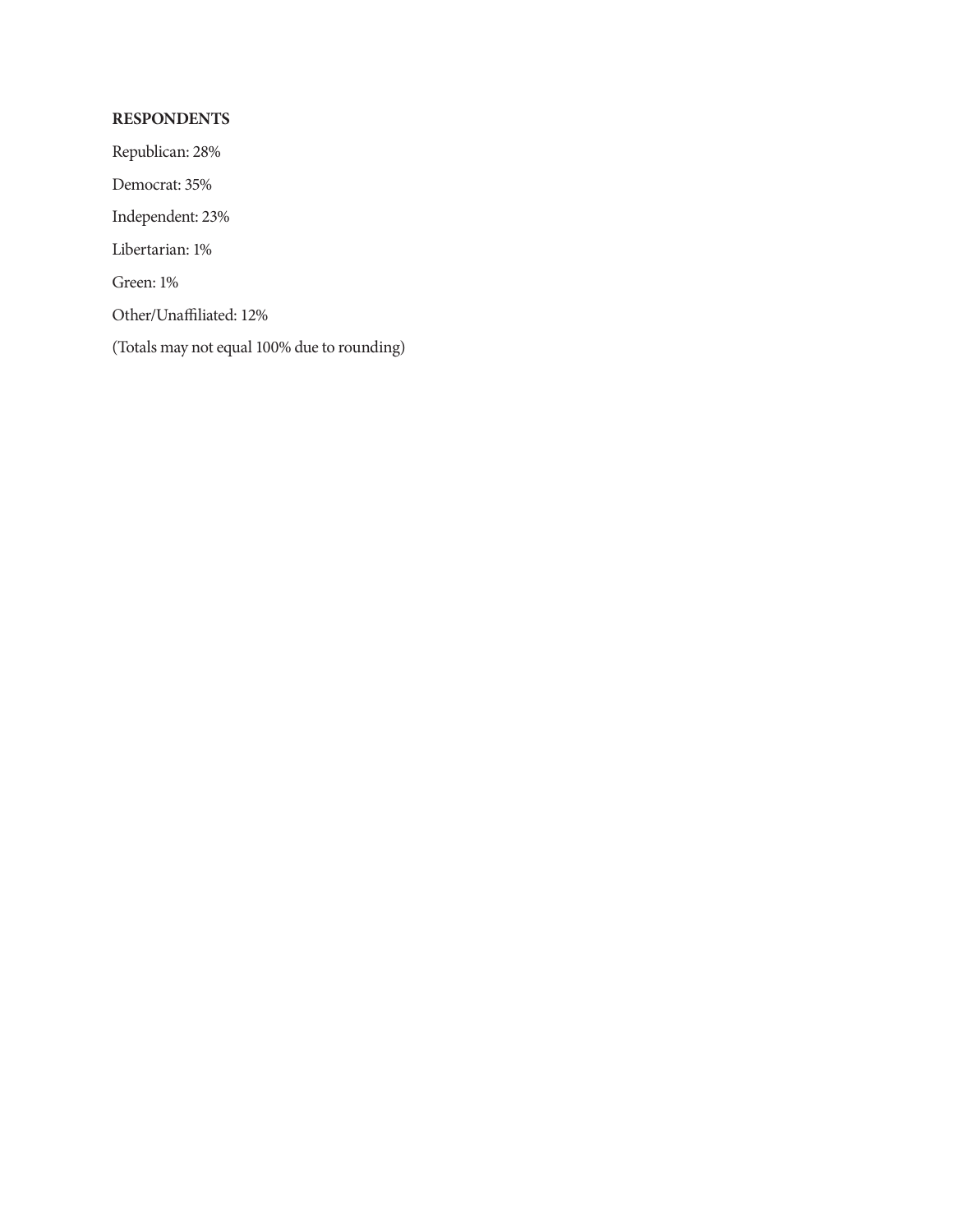**RESPONDENTS**

Republican: 28%

Democrat: 35%

Independent: 23%

Libertarian: 1%

Green: 1%

Other/Unaffiliated: 12%

(Totals may not equal 100% due to rounding)